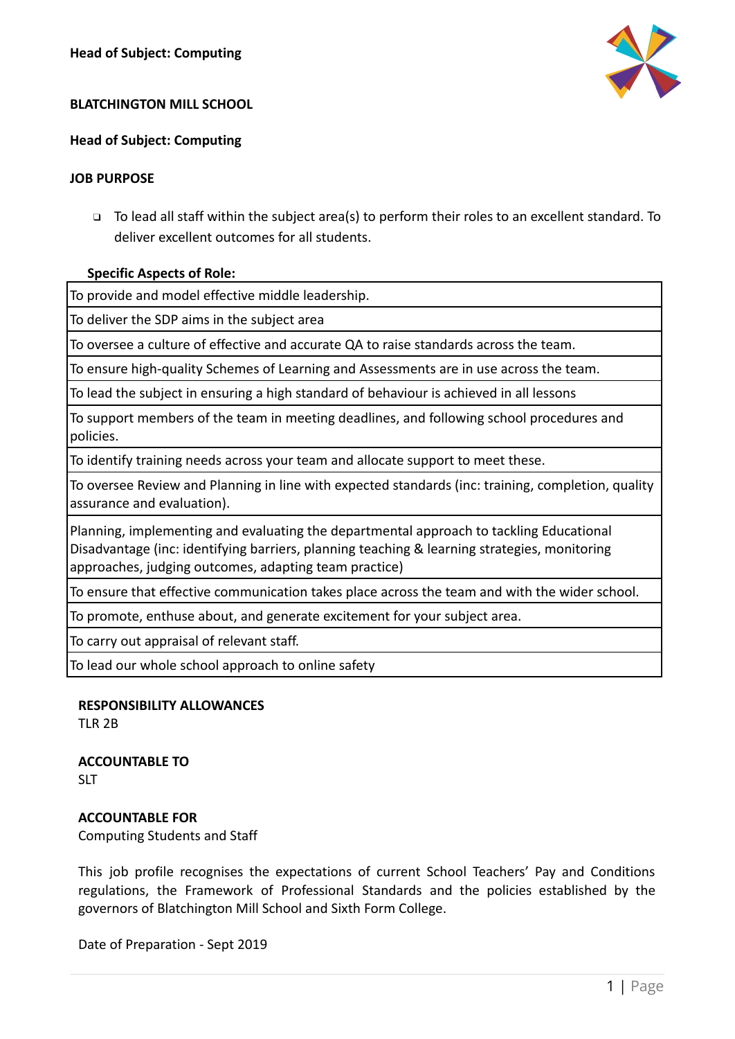**Head of Subject: Computing**

**BLATCHINGTON MILL SCHOOL**

**Head of Subject: Computing**

**JOB PURPOSE**

- To lead all staff within the subject area(s) to perform their roles to an excellent standard. To deliver excellent outcomes for all students.

**Specific Aspects of Role:**

| |
|---|
| To provide and model effective middle leadership. |
| To deliver the SDP aims in the subject area |
| To oversee a culture of effective and accurate QA to raise standards across the team. |
| To ensure high-quality Schemes of Learning and Assessments are in use across the team. |
| To lead the subject in ensuring a high standard of behaviour is achieved in all lessons |
| To support members of the team in meeting deadlines, and following school procedures and policies. |
| To identify training needs across your team and allocate support to meet these. |
| To oversee Review and Planning in line with expected standards (inc: training, completion, quality assurance and evaluation). |
| Planning, implementing and evaluating the departmental approach to tackling Educational Disadvantage (inc: identifying barriers, planning teaching & learning strategies, monitoring approaches, judging outcomes, adapting team practice) |
| To ensure that effective communication takes place across the team and with the wider school. |
| To promote, enthuse about, and generate excitement for your subject area. |
| To carry out appraisal of relevant staff. |
| To lead our whole school approach to online safety |

**RESPONSIBILITY ALLOWANCES**
TLR 2B

**ACCOUNTABLE TO**
SLT

**ACCOUNTABLE FOR**
Computing Students and Staff

This job profile recognises the expectations of current School Teachers' Pay and Conditions regulations, the Framework of Professional Standards and the policies established by the governors of Blatchington Mill School and Sixth Form College.

Date of Preparation - Sept 2019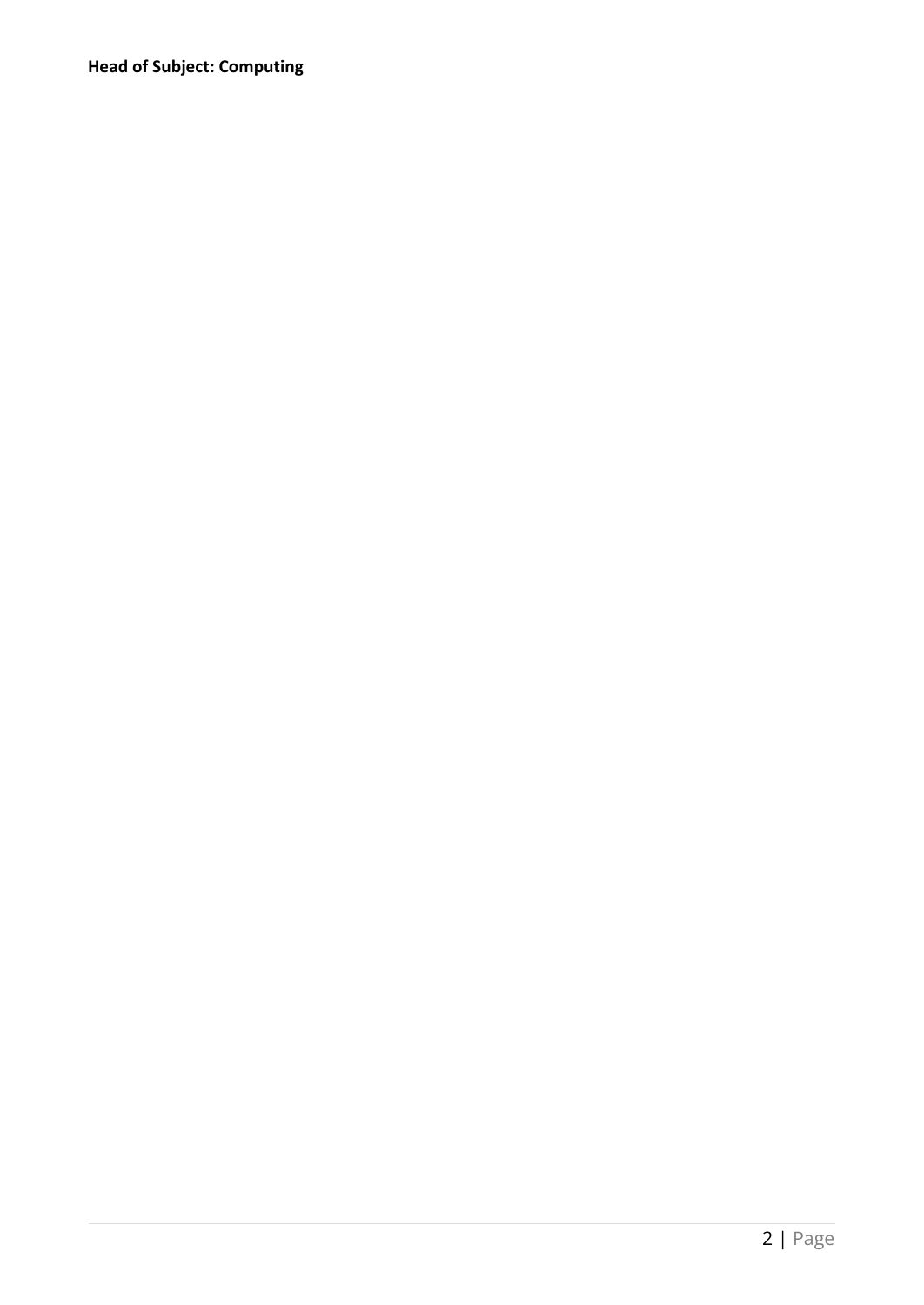**Head of Subject: Computing**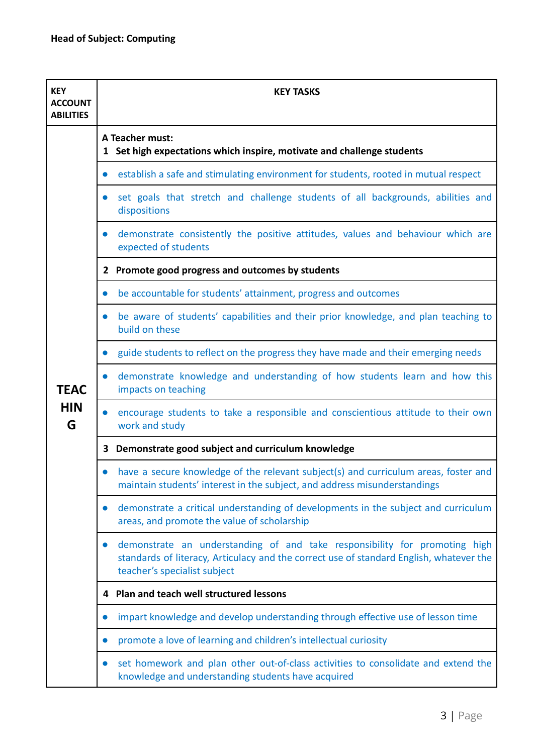**Head of Subject: Computing**

| KEY ACCOUNTABILITIES | KEY TASKS |
|---|---|
| TEACHING | **A Teacher must:**<br>**1 Set high expectations which inspire, motivate and challenge students** |
| | ● establish a safe and stimulating environment for students, rooted in mutual respect |
| | ● set goals that stretch and challenge students of all backgrounds, abilities and dispositions |
| | ● demonstrate consistently the positive attitudes, values and behaviour which are expected of students |
| | **2 Promote good progress and outcomes by students** |
| | ● be accountable for students' attainment, progress and outcomes |
| | ● be aware of students' capabilities and their prior knowledge, and plan teaching to build on these |
| | ● guide students to reflect on the progress they have made and their emerging needs |
| | ● demonstrate knowledge and understanding of how students learn and how this impacts on teaching |
| | ● encourage students to take a responsible and conscientious attitude to their own work and study |
| | **3 Demonstrate good subject and curriculum knowledge** |
| | ● have a secure knowledge of the relevant subject(s) and curriculum areas, foster and maintain students' interest in the subject, and address misunderstandings |
| | ● demonstrate a critical understanding of developments in the subject and curriculum areas, and promote the value of scholarship |
| | ● demonstrate an understanding of and take responsibility for promoting high standards of literacy, Articulacy and the correct use of standard English, whatever the teacher's specialist subject |
| | **4 Plan and teach well structured lessons** |
| | ● impart knowledge and develop understanding through effective use of lesson time |
| | ● promote a love of learning and children's intellectual curiosity |
| | ● set homework and plan other out-of-class activities to consolidate and extend the knowledge and understanding students have acquired |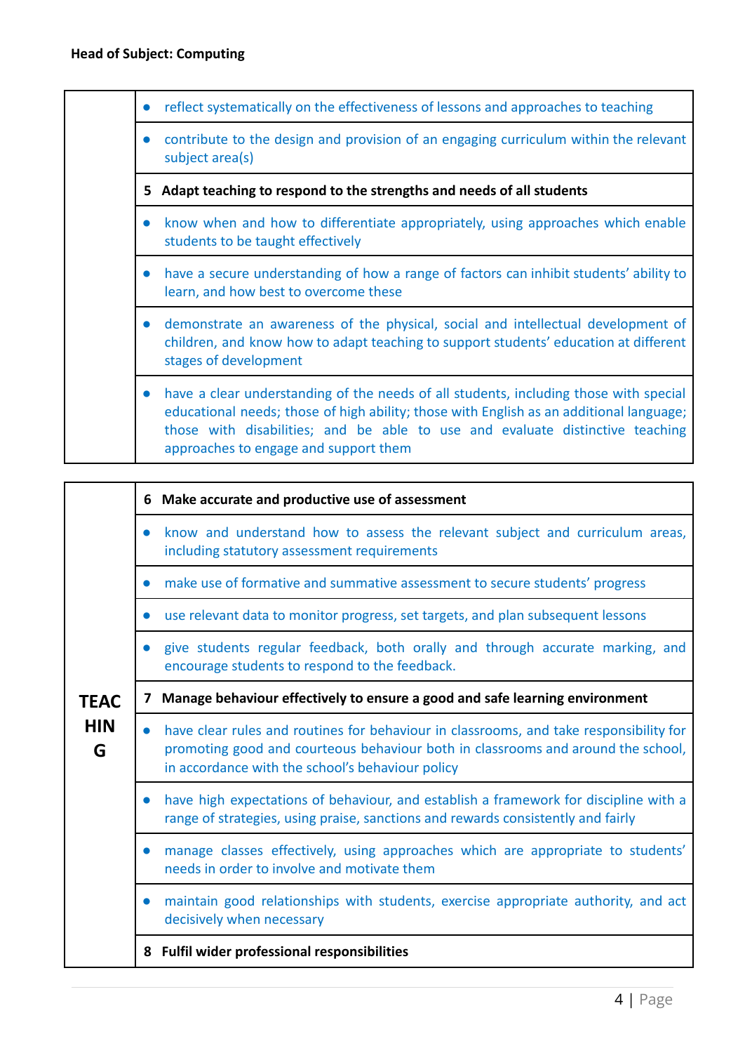**Head of Subject: Computing**

| | |
|---|---|
| | ● reflect systematically on the effectiveness of lessons and approaches to teaching |
| | ● contribute to the design and provision of an engaging curriculum within the relevant subject area(s) |
| | **5 Adapt teaching to respond to the strengths and needs of all students** |
| | ● know when and how to differentiate appropriately, using approaches which enable students to be taught effectively |
| | ● have a secure understanding of how a range of factors can inhibit students' ability to learn, and how best to overcome these |
| | ● demonstrate an awareness of the physical, social and intellectual development of children, and know how to adapt teaching to support students' education at different stages of development |
| | ● have a clear understanding of the needs of all students, including those with special educational needs; those of high ability; those with English as an additional language; those with disabilities; and be able to use and evaluate distinctive teaching approaches to engage and support them |

| | |
|---|---|
| **TEACHING** | **6 Make accurate and productive use of assessment** |
| | ● know and understand how to assess the relevant subject and curriculum areas, including statutory assessment requirements |
| | ● make use of formative and summative assessment to secure students' progress |
| | ● use relevant data to monitor progress, set targets, and plan subsequent lessons |
| | ● give students regular feedback, both orally and through accurate marking, and encourage students to respond to the feedback. |
| | **7 Manage behaviour effectively to ensure a good and safe learning environment** |
| | ● have clear rules and routines for behaviour in classrooms, and take responsibility for promoting good and courteous behaviour both in classrooms and around the school, in accordance with the school's behaviour policy |
| | ● have high expectations of behaviour, and establish a framework for discipline with a range of strategies, using praise, sanctions and rewards consistently and fairly |
| | ● manage classes effectively, using approaches which are appropriate to students' needs in order to involve and motivate them |
| | ● maintain good relationships with students, exercise appropriate authority, and act decisively when necessary |
| | **8 Fulfil wider professional responsibilities** |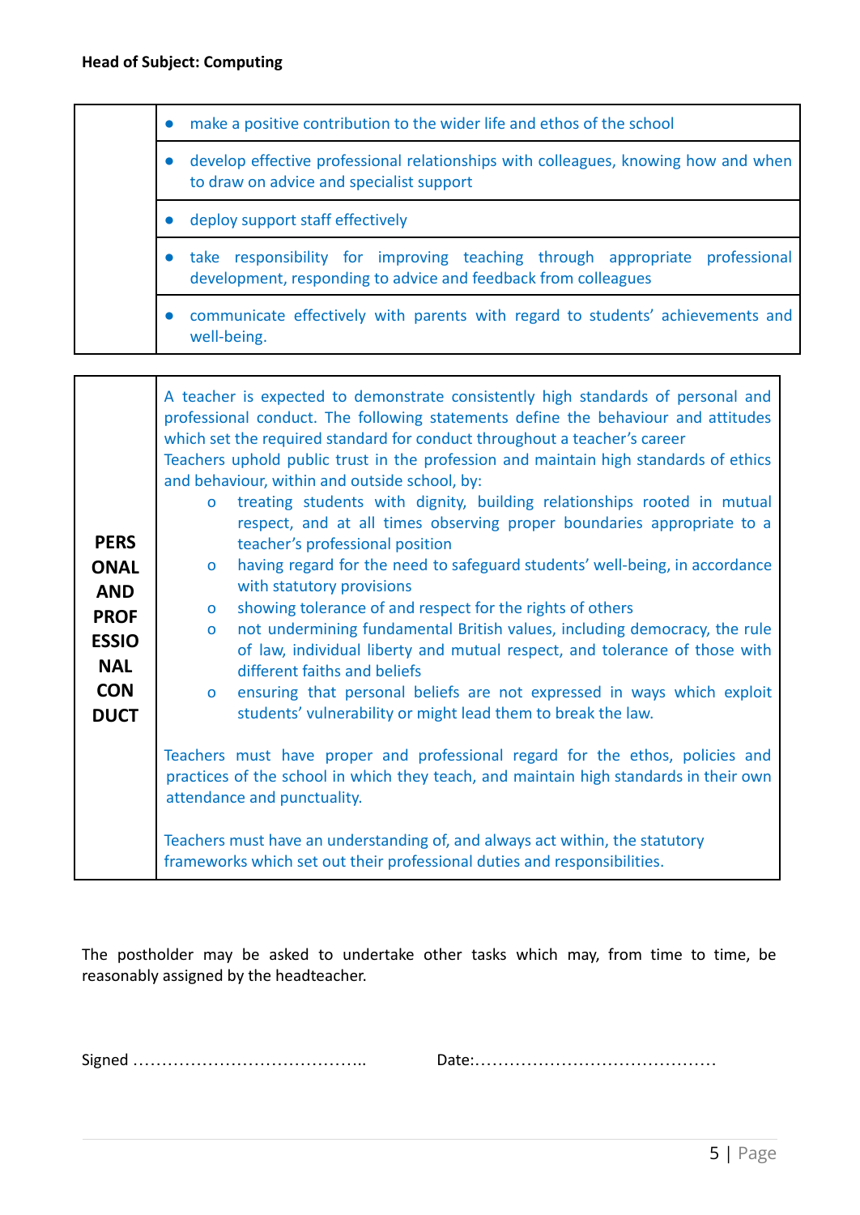**Head of Subject: Computing**

| | |
|---|---|
| | • make a positive contribution to the wider life and ethos of the school |
| | • develop effective professional relationships with colleagues, knowing how and when to draw on advice and specialist support |
| | • deploy support staff effectively |
| | • take responsibility for improving teaching through appropriate professional development, responding to advice and feedback from colleagues |
| | • communicate effectively with parents with regard to students' achievements and well-being. |

| | |
|---|---|
| **PERSONAL AND PROFESSIONAL CONDUCT** | A teacher is expected to demonstrate consistently high standards of personal and professional conduct. The following statements define the behaviour and attitudes which set the required standard for conduct throughout a teacher's career<br>Teachers uphold public trust in the profession and maintain high standards of ethics and behaviour, within and outside school, by:<br>o treating students with dignity, building relationships rooted in mutual respect, and at all times observing proper boundaries appropriate to a teacher's professional position<br>o having regard for the need to safeguard students' well-being, in accordance with statutory provisions<br>o showing tolerance of and respect for the rights of others<br>o not undermining fundamental British values, including democracy, the rule of law, individual liberty and mutual respect, and tolerance of those with different faiths and beliefs<br>o ensuring that personal beliefs are not expressed in ways which exploit students' vulnerability or might lead them to break the law.<br><br>Teachers must have proper and professional regard for the ethos, policies and practices of the school in which they teach, and maintain high standards in their own attendance and punctuality.<br><br>Teachers must have an understanding of, and always act within, the statutory frameworks which set out their professional duties and responsibilities. |

The postholder may be asked to undertake other tasks which may, from time to time, be reasonably assigned by the headteacher.

Signed ………………………………….. Date:……………………………………